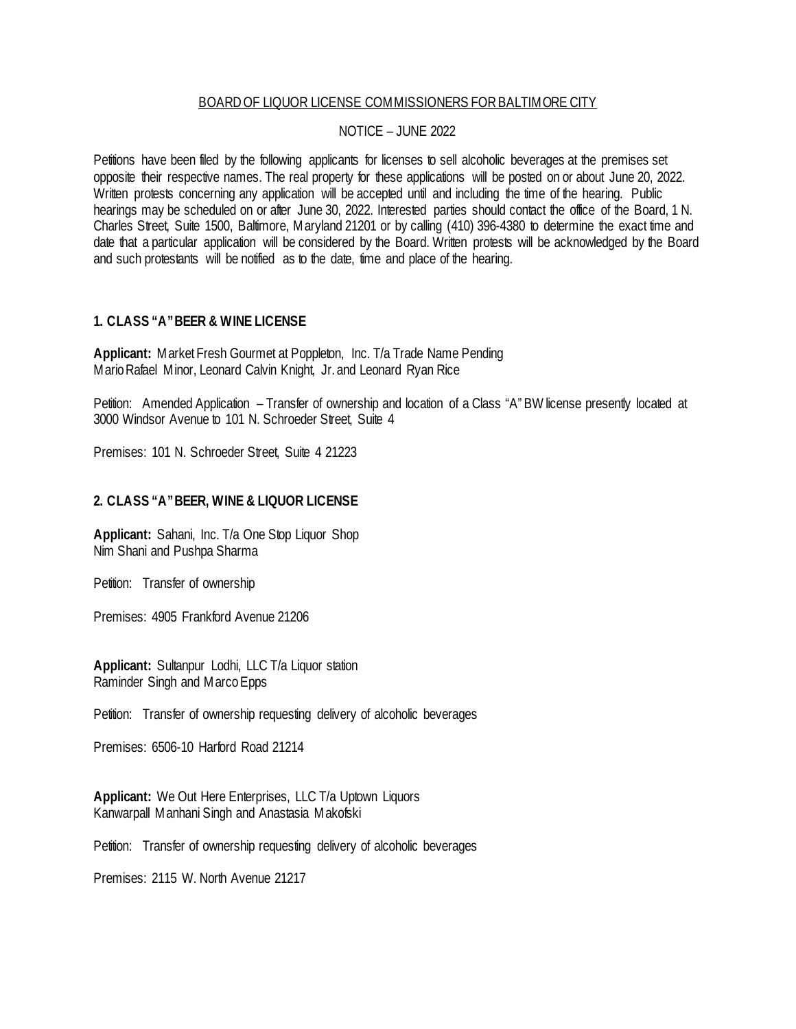BOARD OF LIQUOR LICENSE COMMISSIONERS FOR BALTIMORE CITY

NOTICE – JUNE 2022

Petitions have been filed by the following applicants for licenses to sell alcoholic beverages at the premises set opposite their respective names. The real property for these applications will be posted on or about June 20, 2022. Written protests concerning any application will be accepted until and including the time of the hearing. Public hearings may be scheduled on or after June 30, 2022. Interested parties should contact the office of the Board, 1 N. Charles Street, Suite 1500, Baltimore, Maryland 21201 or by calling (410) 396-4380 to determine the exact time and date that a particular application will be considered by the Board. Written protests will be acknowledged by the Board and such protestants will be notified as to the date, time and place of the hearing.

**1. CLASS "A" BEER & WINE LICENSE**

**Applicant:** Market Fresh Gourmet at Poppleton, Inc. T/a Trade Name Pending
Mario Rafael Minor, Leonard Calvin Knight, Jr. and Leonard Ryan Rice

Petition: Amended Application – Transfer of ownership and location of a Class "A" BW license presently located at 3000 Windsor Avenue to 101 N. Schroeder Street, Suite 4

Premises: 101 N. Schroeder Street, Suite 4 21223

**2. CLASS "A" BEER, WINE & LIQUOR LICENSE**

**Applicant:** Sahani, Inc. T/a One Stop Liquor Shop
Nim Shani and Pushpa Sharma

Petition: Transfer of ownership

Premises: 4905 Frankford Avenue 21206

**Applicant:** Sultanpur Lodhi, LLC T/a Liquor station
Raminder Singh and Marco Epps

Petition: Transfer of ownership requesting delivery of alcoholic beverages

Premises: 6506-10 Harford Road 21214

**Applicant:** We Out Here Enterprises, LLC T/a Uptown Liquors
Kanwarpall Manhani Singh and Anastasia Makofski

Petition: Transfer of ownership requesting delivery of alcoholic beverages

Premises: 2115 W. North Avenue 21217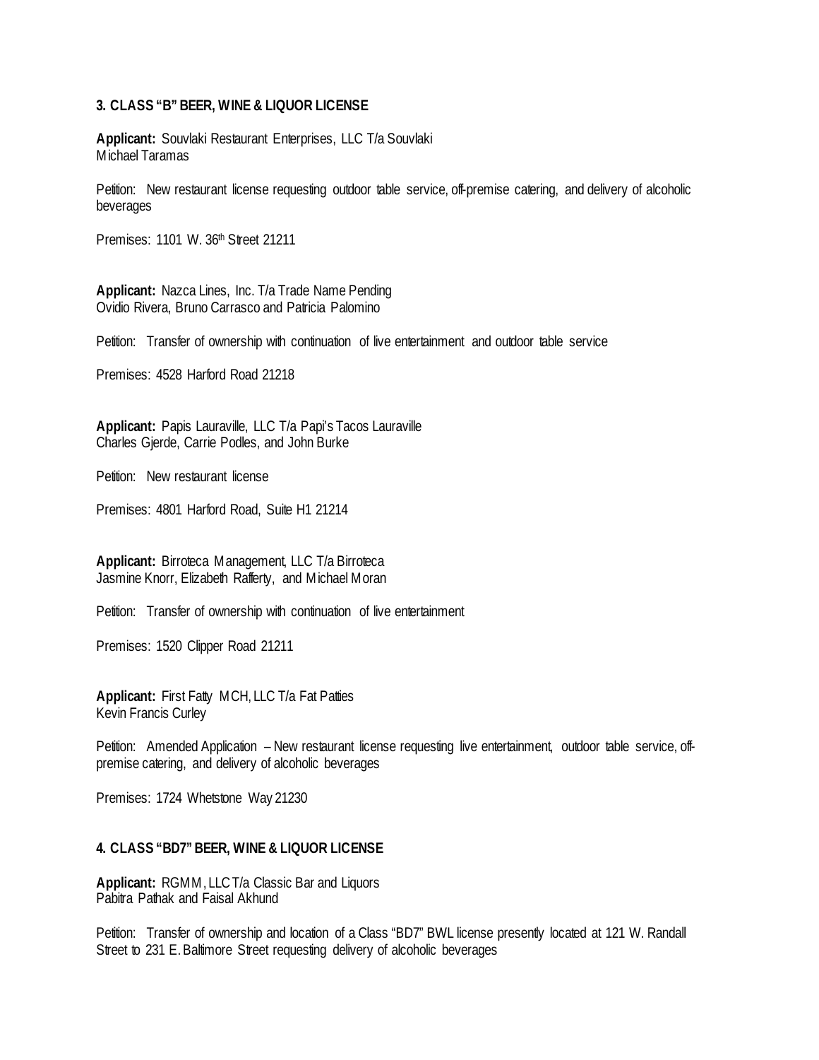### 3. CLASS "B" BEER, WINE & LIQUOR LICENSE

**Applicant:** Souvlaki Restaurant Enterprises, LLC T/a Souvlaki
Michael Taramas

Petition: New restaurant license requesting outdoor table service, off-premise catering, and delivery of alcoholic beverages

Premises: 1101 W. 36th Street 21211

**Applicant:** Nazca Lines, Inc. T/a Trade Name Pending
Ovidio Rivera, Bruno Carrasco and Patricia Palomino

Petition: Transfer of ownership with continuation of live entertainment and outdoor table service

Premises: 4528 Harford Road 21218

**Applicant:** Papis Lauraville, LLC T/a Papi's Tacos Lauraville
Charles Gjerde, Carrie Podles, and John Burke

Petition: New restaurant license

Premises: 4801 Harford Road, Suite H1 21214

**Applicant:** Birroteca Management, LLC T/a Birroteca
Jasmine Knorr, Elizabeth Rafferty, and Michael Moran

Petition: Transfer of ownership with continuation of live entertainment

Premises: 1520 Clipper Road 21211

**Applicant:** First Fatty MCH, LLC T/a Fat Patties
Kevin Francis Curley

Petition: Amended Application – New restaurant license requesting live entertainment, outdoor table service, off-premise catering, and delivery of alcoholic beverages

Premises: 1724 Whetstone Way 21230

### 4. CLASS "BD7" BEER, WINE & LIQUOR LICENSE

**Applicant:** RGMM, LLC T/a Classic Bar and Liquors
Pabitra Pathak and Faisal Akhund

Petition: Transfer of ownership and location of a Class "BD7" BWL license presently located at 121 W. Randall Street to 231 E. Baltimore Street requesting delivery of alcoholic beverages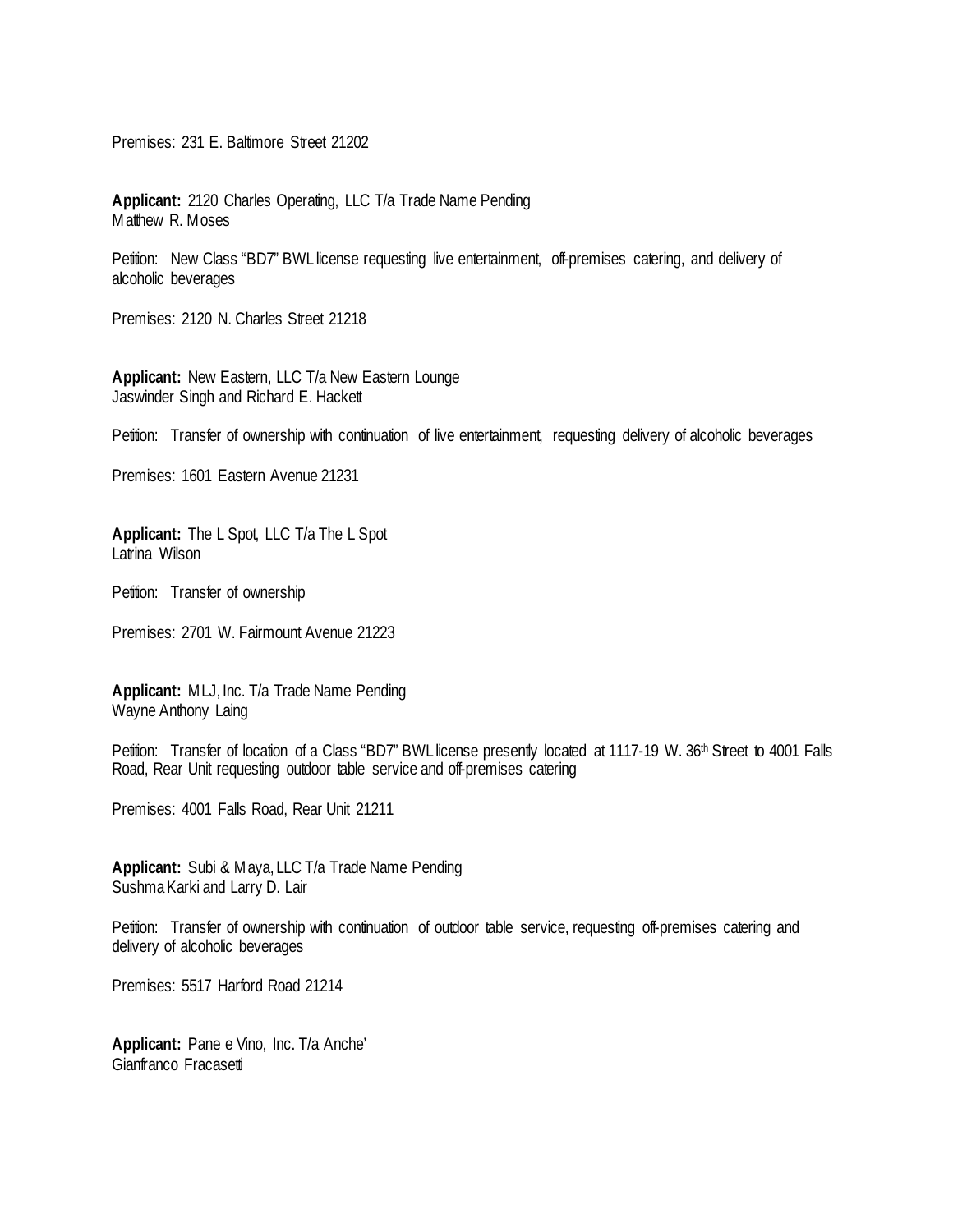Premises: 231 E. Baltimore Street 21202

**Applicant:** 2120 Charles Operating, LLC T/a Trade Name Pending
Matthew R. Moses

Petition: New Class "BD7" BWL license requesting live entertainment, off-premises catering, and delivery of alcoholic beverages

Premises: 2120 N. Charles Street 21218

**Applicant:** New Eastern, LLC T/a New Eastern Lounge
Jaswinder Singh and Richard E. Hackett

Petition: Transfer of ownership with continuation of live entertainment, requesting delivery of alcoholic beverages

Premises: 1601 Eastern Avenue 21231

**Applicant:** The L Spot, LLC T/a The L Spot
Latrina Wilson

Petition: Transfer of ownership

Premises: 2701 W. Fairmount Avenue 21223

**Applicant:** MLJ, Inc. T/a Trade Name Pending
Wayne Anthony Laing

Petition: Transfer of location of a Class "BD7" BWL license presently located at 1117-19 W. 36th Street to 4001 Falls Road, Rear Unit requesting outdoor table service and off-premises catering

Premises: 4001 Falls Road, Rear Unit 21211

**Applicant:** Subi & Maya, LLC T/a Trade Name Pending
Sushma Karki and Larry D. Lair

Petition: Transfer of ownership with continuation of outdoor table service, requesting off-premises catering and delivery of alcoholic beverages

Premises: 5517 Harford Road 21214

**Applicant:** Pane e Vino, Inc. T/a Anche'
Gianfranco Fracasetti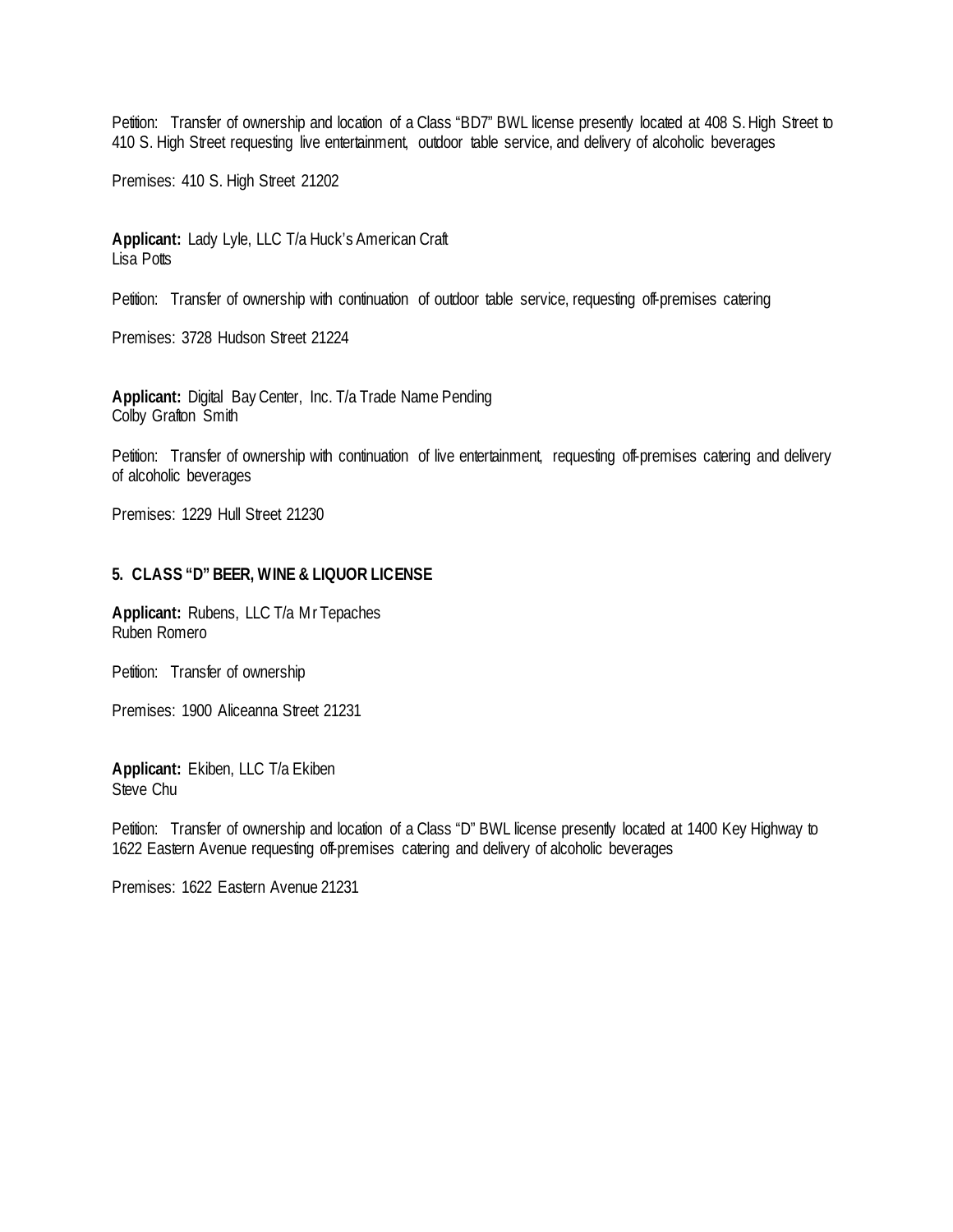Petition: Transfer of ownership and location of a Class "BD7" BWL license presently located at 408 S. High Street to 410 S. High Street requesting live entertainment, outdoor table service, and delivery of alcoholic beverages

Premises: 410 S. High Street 21202

**Applicant:** Lady Lyle, LLC T/a Huck's American Craft
Lisa Potts

Petition: Transfer of ownership with continuation of outdoor table service, requesting off-premises catering

Premises: 3728 Hudson Street 21224

**Applicant:** Digital Bay Center, Inc. T/a Trade Name Pending
Colby Grafton Smith

Petition: Transfer of ownership with continuation of live entertainment, requesting off-premises catering and delivery of alcoholic beverages

Premises: 1229 Hull Street 21230

**5. CLASS "D" BEER, WINE & LIQUOR LICENSE**

**Applicant:** Rubens, LLC T/a Mr Tepaches
Ruben Romero

Petition: Transfer of ownership

Premises: 1900 Aliceanna Street 21231

**Applicant:** Ekiben, LLC T/a Ekiben
Steve Chu

Petition: Transfer of ownership and location of a Class "D" BWL license presently located at 1400 Key Highway to 1622 Eastern Avenue requesting off-premises catering and delivery of alcoholic beverages

Premises: 1622 Eastern Avenue 21231